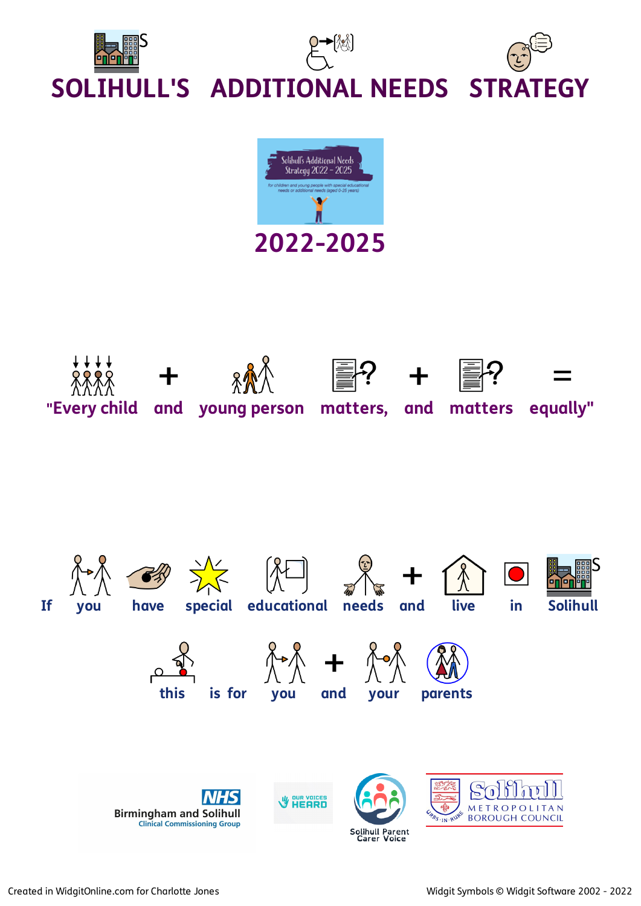# SOLIHULL'S ADDITIONAL NEEDS STRATEGY

## 2022-2025

"Every child and young person matters, and matters equally"

If you have special educational needs and live in Solihull

this is for you and your parents

Created in WidgitOnline.com for Charlotte Jones

Widgit Symbols © Widgit Software 2002 - 2022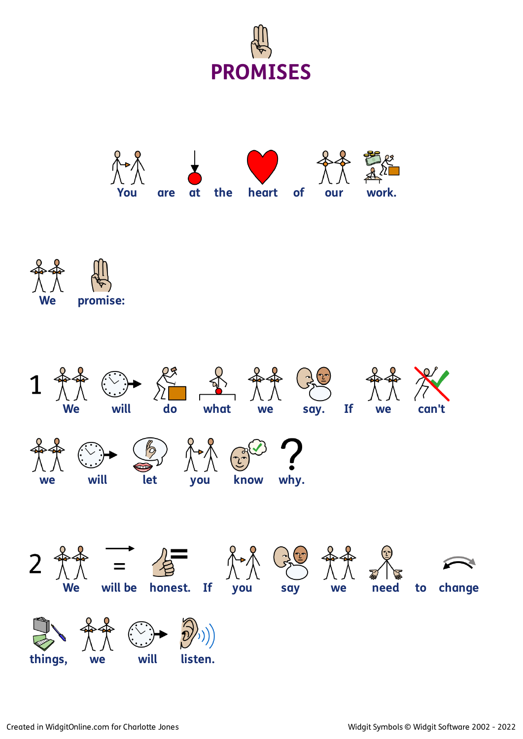# PROMISES

You are at the heart of our work.

We promise:

1 We will do what we say. If we can't we will let you know why.

2 We will be honest. If you say we need to change things, we will listen.

Created in WidgitOnline.com for Charlotte Jones

Widgit Symbols © Widgit Software 2002 - 2022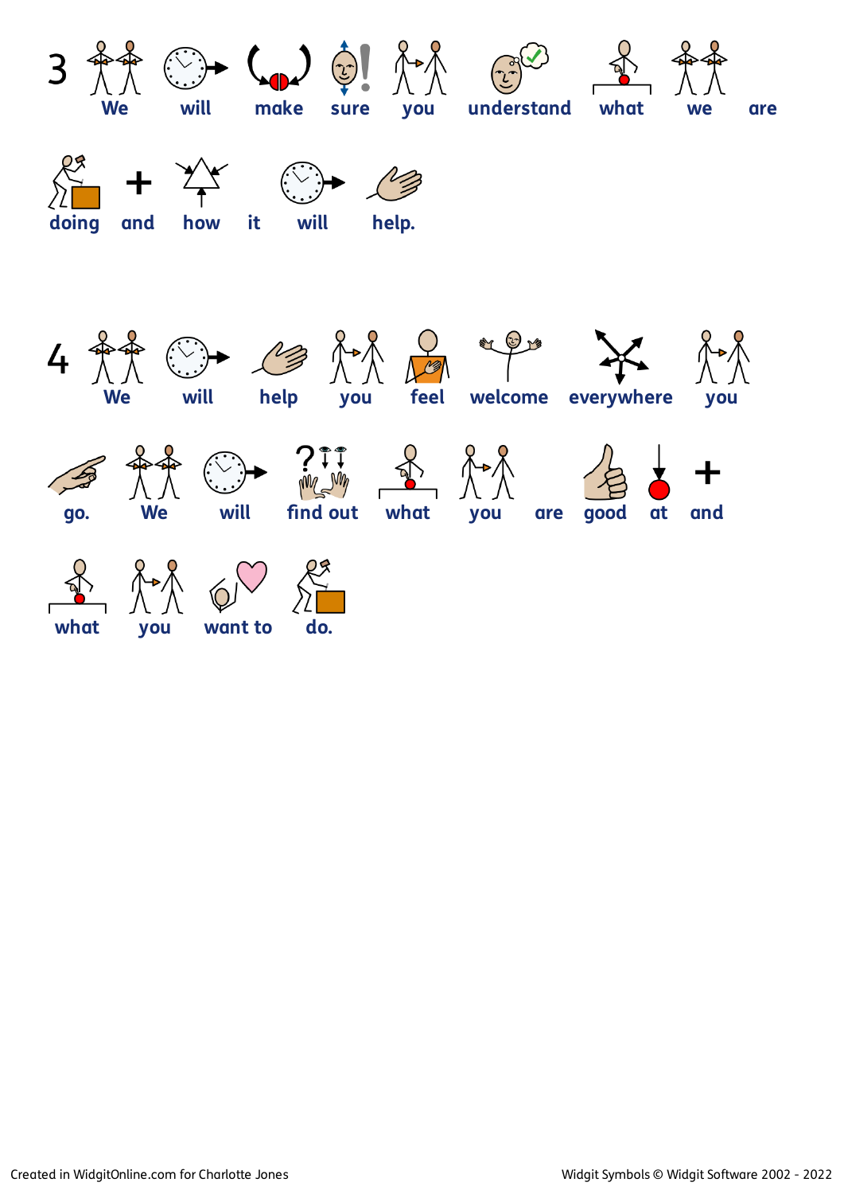3 We will make sure you understand what we are doing and how it will help.

4 We will help you feel welcome everywhere you go. We will find out what you are good at and what you want to do.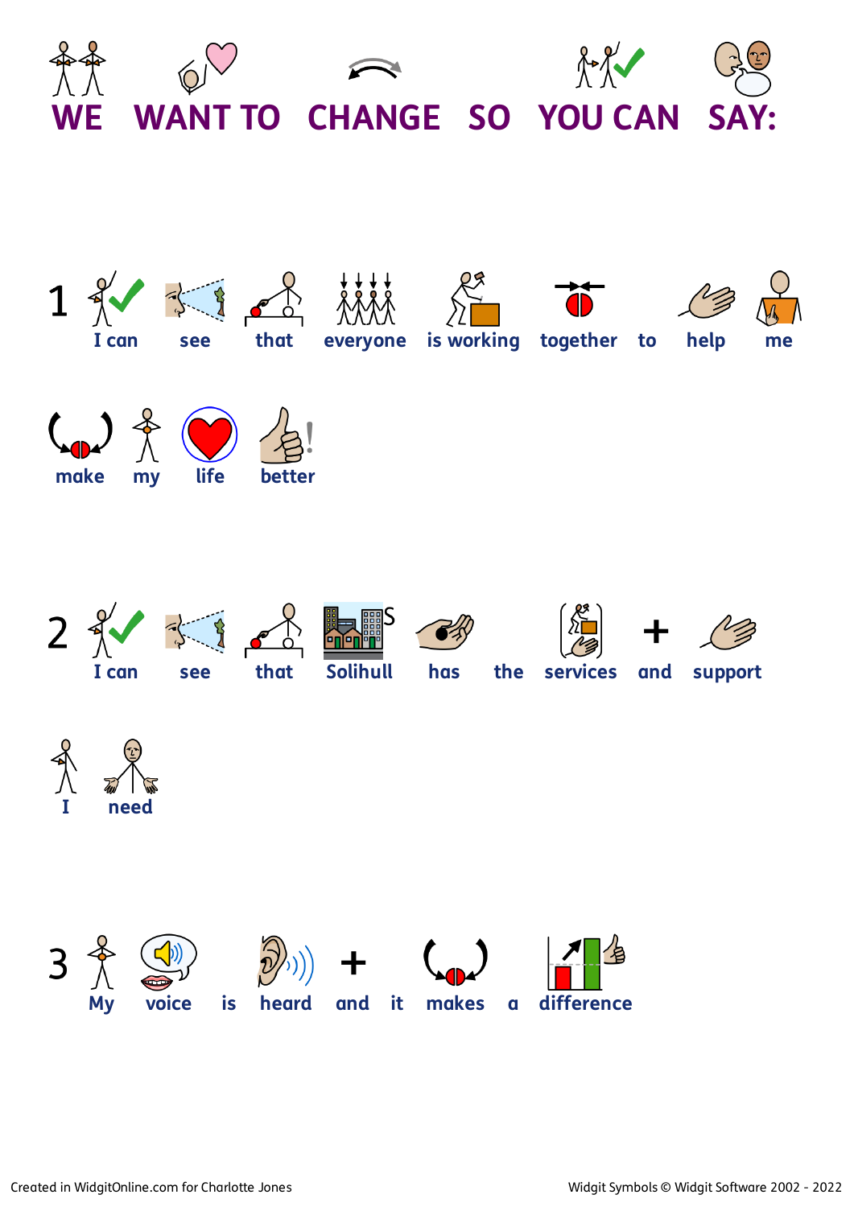# WE WANT TO CHANGE SO YOU CAN SAY:

1. I can see that everyone is working together to help me make my life better

2. I can see that Solihull has the services and support I need

3. My voice is heard and it makes a difference

Created in WidgitOnline.com for Charlotte Jones

Widgit Symbols © Widgit Software 2002 - 2022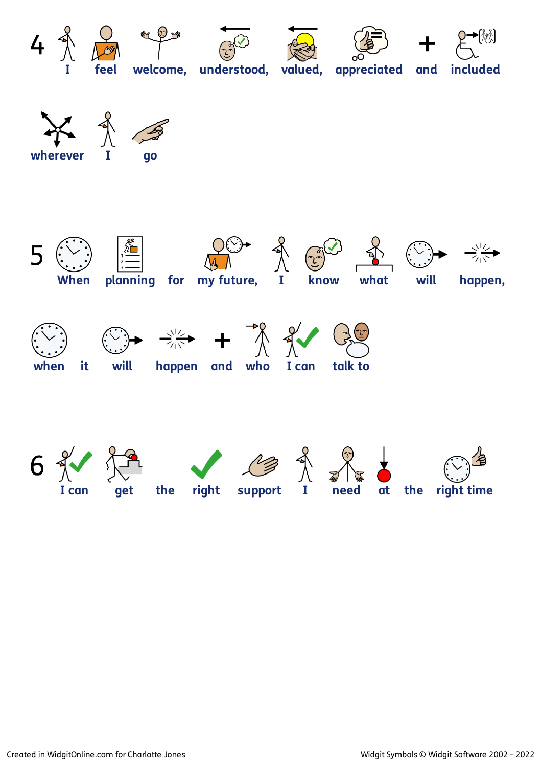4 I feel welcome, understood, valued, appreciated and included wherever I go

5 When planning for my future, I know what will happen, when it will happen and who I can talk to

6 I can get the right support I need at the right time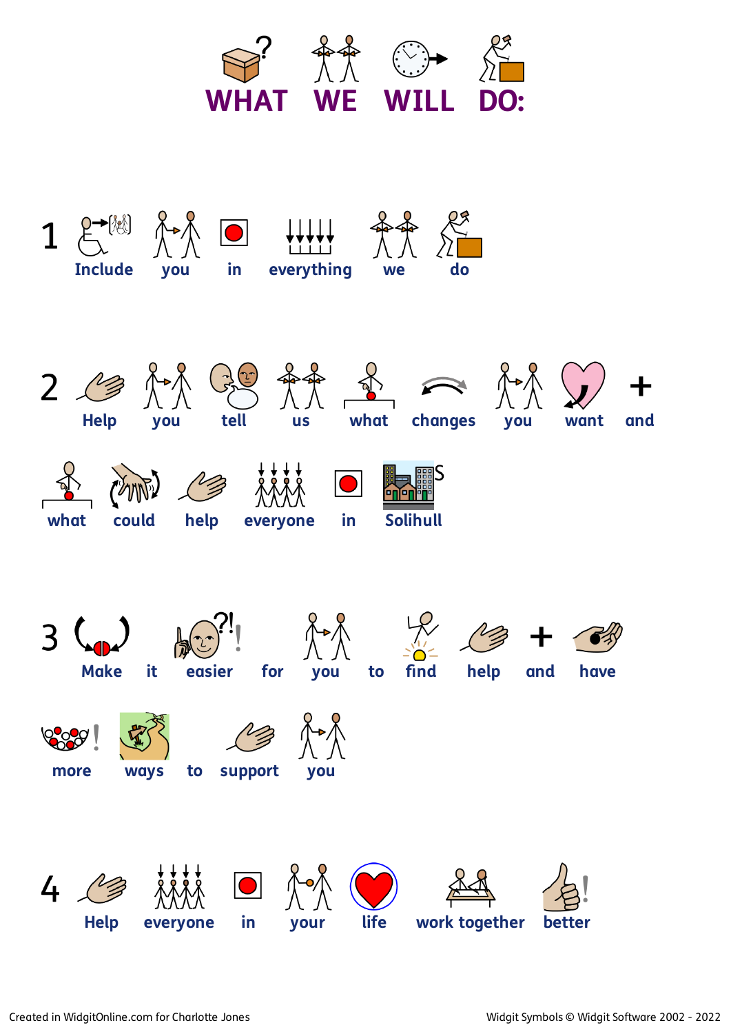# WHAT WE WILL DO:

1. Include you in everything we do

2. Help you tell us what changes you want and what could help everyone in Solihull

3. Make it easier for you to find help and have more ways to support you

4. Help everyone in your life work together better

Created in WidgitOnline.com for Charlotte Jones

Widgit Symbols © Widgit Software 2002 - 2022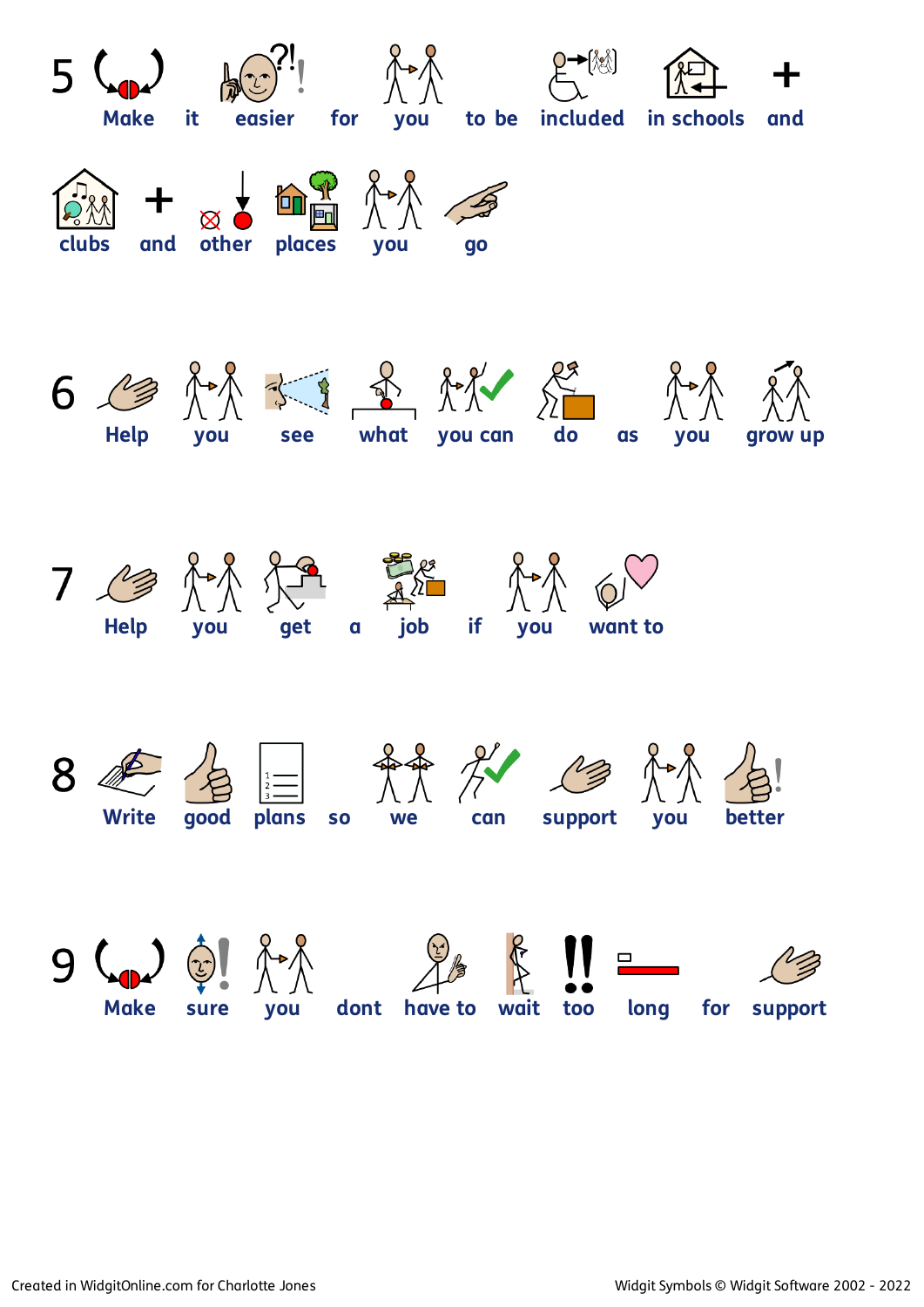5 Make it easier for you to be included in schools and clubs and other places you go

6 Help you see what you can do as you grow up

7 Help you get a job if you want to

8 Write good plans so we can support you better

9 Make sure you dont have to wait too long for support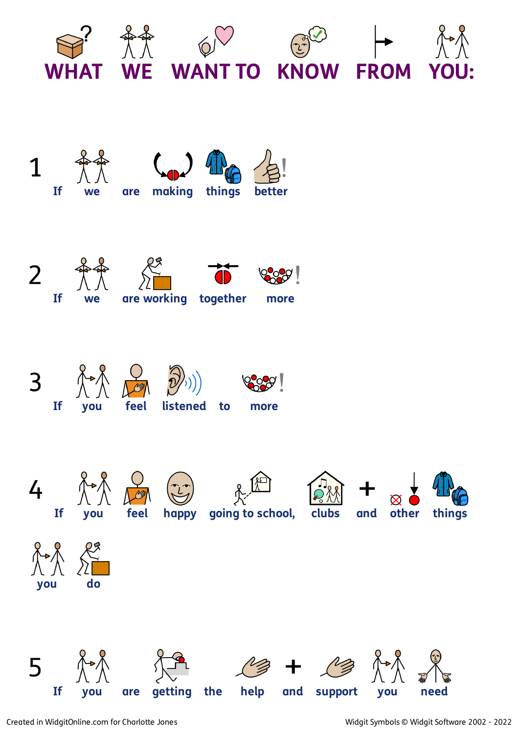# WHAT WE WANT TO KNOW FROM YOU:

1. If we are making things better

2. If we are working together more

3. If you feel listened to more

4. If you feel happy going to school, clubs and other things you do

5. If you are getting the help and support you need

Created in WidgitOnline.com for Charlotte Jones

Widgit Symbols © Widgit Software 2002 - 2022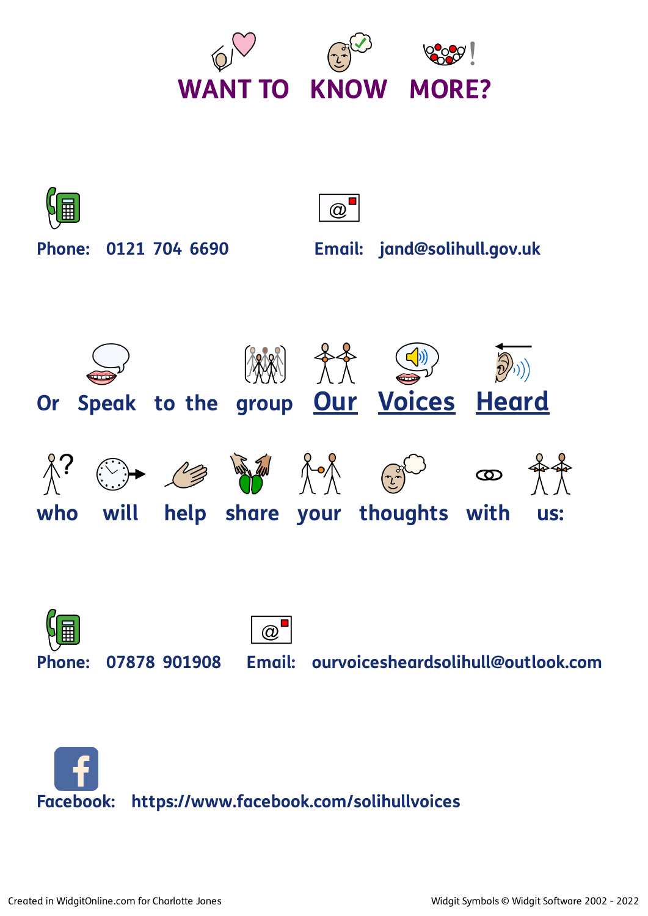# WANT TO KNOW MORE?

**Phone:** 0121 704 6690

**Email:** jand@solihull.gov.uk

Or Speak to the group **Our Voices Heard** who will help share your thoughts with us:

**Phone:** 07878 901908

**Email:** ourvoicesheardsolihull@outlook.com

**Facebook:** https://www.facebook.com/solihullvoices

Created in WidgitOnline.com for Charlotte Jones

Widgit Symbols © Widgit Software 2002 - 2022